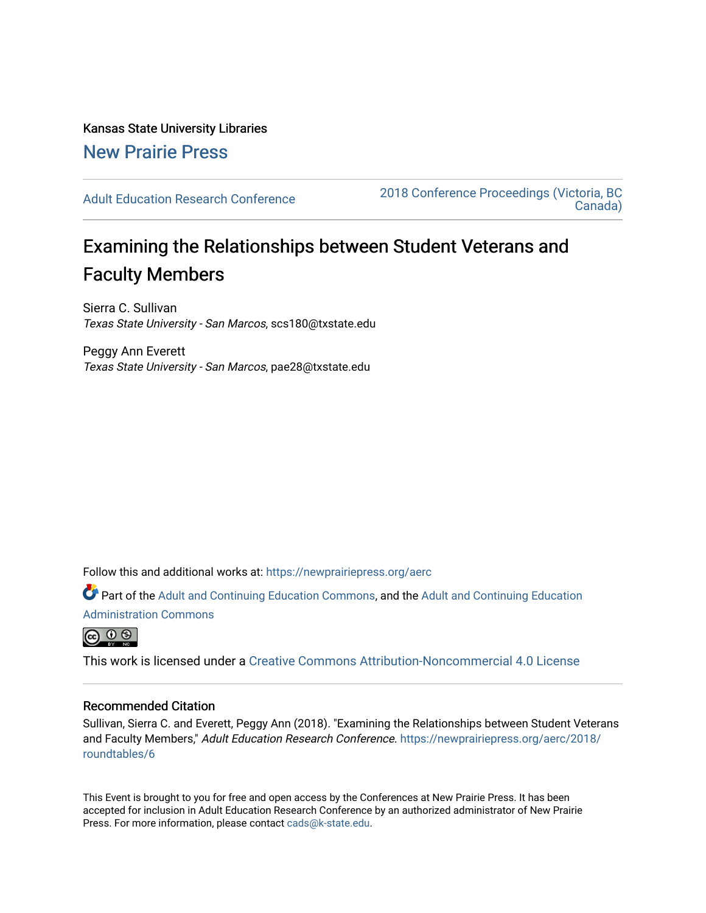Kansas State University Libraries

New Prairie Press

Adult Education Research Conference

2018 Conference Proceedings (Victoria, BC Canada)

# Examining the Relationships between Student Veterans and Faculty Members

Sierra C. Sullivan
*Texas State University - San Marcos*, scs180@txstate.edu

Peggy Ann Everett
*Texas State University - San Marcos*, pae28@txstate.edu

Follow this and additional works at: https://newprairiepress.org/aerc

Part of the Adult and Continuing Education Commons, and the Adult and Continuing Education Administration Commons

This work is licensed under a Creative Commons Attribution-Noncommercial 4.0 License

## Recommended Citation

Sullivan, Sierra C. and Everett, Peggy Ann (2018). "Examining the Relationships between Student Veterans and Faculty Members," *Adult Education Research Conference*. https://newprairiepress.org/aerc/2018/roundtables/6

This Event is brought to you for free and open access by the Conferences at New Prairie Press. It has been accepted for inclusion in Adult Education Research Conference by an authorized administrator of New Prairie Press. For more information, please contact cads@k-state.edu.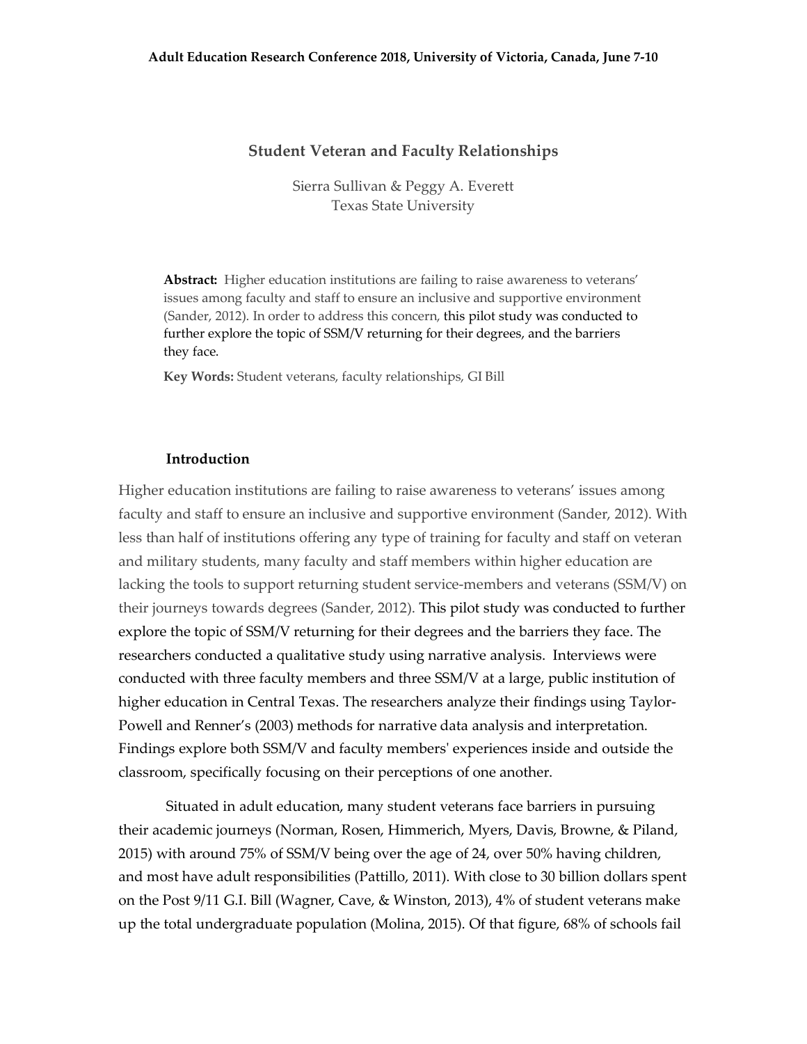### Student Veteran and Faculty Relationships

Sierra Sullivan & Peggy A. Everett
Texas State University

**Abstract:** Higher education institutions are failing to raise awareness to veterans' issues among faculty and staff to ensure an inclusive and supportive environment (Sander, 2012). In order to address this concern, this pilot study was conducted to further explore the topic of SSM/V returning for their degrees, and the barriers they face.

**Key Words:** Student veterans, faculty relationships, GI Bill

#### Introduction

Higher education institutions are failing to raise awareness to veterans' issues among faculty and staff to ensure an inclusive and supportive environment (Sander, 2012). With less than half of institutions offering any type of training for faculty and staff on veteran and military students, many faculty and staff members within higher education are lacking the tools to support returning student service-members and veterans (SSM/V) on their journeys towards degrees (Sander, 2012). This pilot study was conducted to further explore the topic of SSM/V returning for their degrees and the barriers they face. The researchers conducted a qualitative study using narrative analysis. Interviews were conducted with three faculty members and three SSM/V at a large, public institution of higher education in Central Texas. The researchers analyze their findings using Taylor-Powell and Renner's (2003) methods for narrative data analysis and interpretation. Findings explore both SSM/V and faculty members' experiences inside and outside the classroom, specifically focusing on their perceptions of one another.

Situated in adult education, many student veterans face barriers in pursuing their academic journeys (Norman, Rosen, Himmerich, Myers, Davis, Browne, & Piland, 2015) with around 75% of SSM/V being over the age of 24, over 50% having children, and most have adult responsibilities (Pattillo, 2011). With close to 30 billion dollars spent on the Post 9/11 G.I. Bill (Wagner, Cave, & Winston, 2013), 4% of student veterans make up the total undergraduate population (Molina, 2015). Of that figure, 68% of schools fail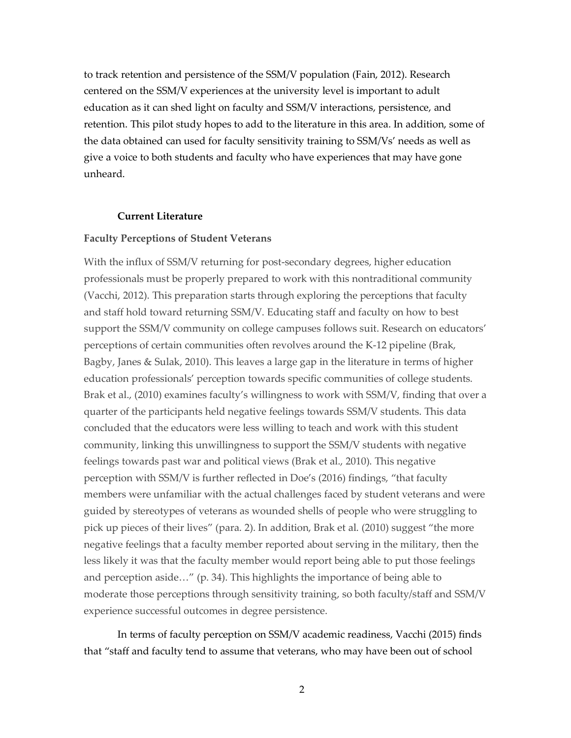to track retention and persistence of the SSM/V population (Fain, 2012). Research centered on the SSM/V experiences at the university level is important to adult education as it can shed light on faculty and SSM/V interactions, persistence, and retention. This pilot study hopes to add to the literature in this area. In addition, some of the data obtained can used for faculty sensitivity training to SSM/Vs' needs as well as give a voice to both students and faculty who have experiences that may have gone unheard.

## Current Literature

### Faculty Perceptions of Student Veterans

With the influx of SSM/V returning for post-secondary degrees, higher education professionals must be properly prepared to work with this nontraditional community (Vacchi, 2012). This preparation starts through exploring the perceptions that faculty and staff hold toward returning SSM/V. Educating staff and faculty on how to best support the SSM/V community on college campuses follows suit. Research on educators' perceptions of certain communities often revolves around the K-12 pipeline (Brak, Bagby, Janes & Sulak, 2010). This leaves a large gap in the literature in terms of higher education professionals' perception towards specific communities of college students. Brak et al., (2010) examines faculty's willingness to work with SSM/V, finding that over a quarter of the participants held negative feelings towards SSM/V students. This data concluded that the educators were less willing to teach and work with this student community, linking this unwillingness to support the SSM/V students with negative feelings towards past war and political views (Brak et al., 2010). This negative perception with SSM/V is further reflected in Doe's (2016) findings, "that faculty members were unfamiliar with the actual challenges faced by student veterans and were guided by stereotypes of veterans as wounded shells of people who were struggling to pick up pieces of their lives" (para. 2). In addition, Brak et al. (2010) suggest "the more negative feelings that a faculty member reported about serving in the military, then the less likely it was that the faculty member would report being able to put those feelings and perception aside…" (p. 34). This highlights the importance of being able to moderate those perceptions through sensitivity training, so both faculty/staff and SSM/V experience successful outcomes in degree persistence.

In terms of faculty perception on SSM/V academic readiness, Vacchi (2015) finds that "staff and faculty tend to assume that veterans, who may have been out of school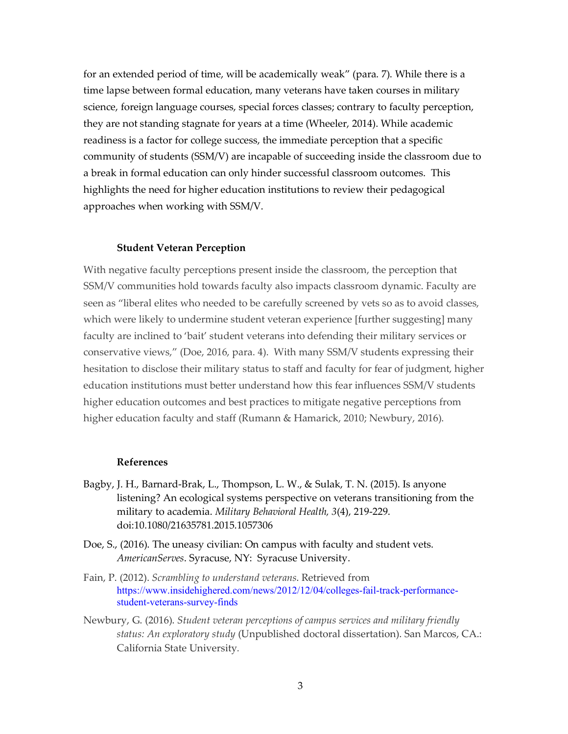for an extended period of time, will be academically weak" (para. 7). While there is a time lapse between formal education, many veterans have taken courses in military science, foreign language courses, special forces classes; contrary to faculty perception, they are not standing stagnate for years at a time (Wheeler, 2014). While academic readiness is a factor for college success, the immediate perception that a specific community of students (SSM/V) are incapable of succeeding inside the classroom due to a break in formal education can only hinder successful classroom outcomes. This highlights the need for higher education institutions to review their pedagogical approaches when working with SSM/V.

### Student Veteran Perception

With negative faculty perceptions present inside the classroom, the perception that SSM/V communities hold towards faculty also impacts classroom dynamic. Faculty are seen as "liberal elites who needed to be carefully screened by vets so as to avoid classes, which were likely to undermine student veteran experience [further suggesting] many faculty are inclined to 'bait' student veterans into defending their military services or conservative views," (Doe, 2016, para. 4). With many SSM/V students expressing their hesitation to disclose their military status to staff and faculty for fear of judgment, higher education institutions must better understand how this fear influences SSM/V students higher education outcomes and best practices to mitigate negative perceptions from higher education faculty and staff (Rumann & Hamarick, 2010; Newbury, 2016).

### References

Bagby, J. H., Barnard-Brak, L., Thompson, L. W., & Sulak, T. N. (2015). Is anyone listening? An ecological systems perspective on veterans transitioning from the military to academia. *Military Behavioral Health, 3*(4), 219-229. doi:10.1080/21635781.2015.1057306

Doe, S., (2016). The uneasy civilian: On campus with faculty and student vets. *AmericanServes*. Syracuse, NY: Syracuse University.

Fain, P. (2012). *Scrambling to understand veterans.* Retrieved from https://www.insidehighered.com/news/2012/12/04/colleges-fail-track-performance-student-veterans-survey-finds

Newbury, G. (2016). *Student veteran perceptions of campus services and military friendly status: An exploratory study* (Unpublished doctoral dissertation). San Marcos, CA.: California State University.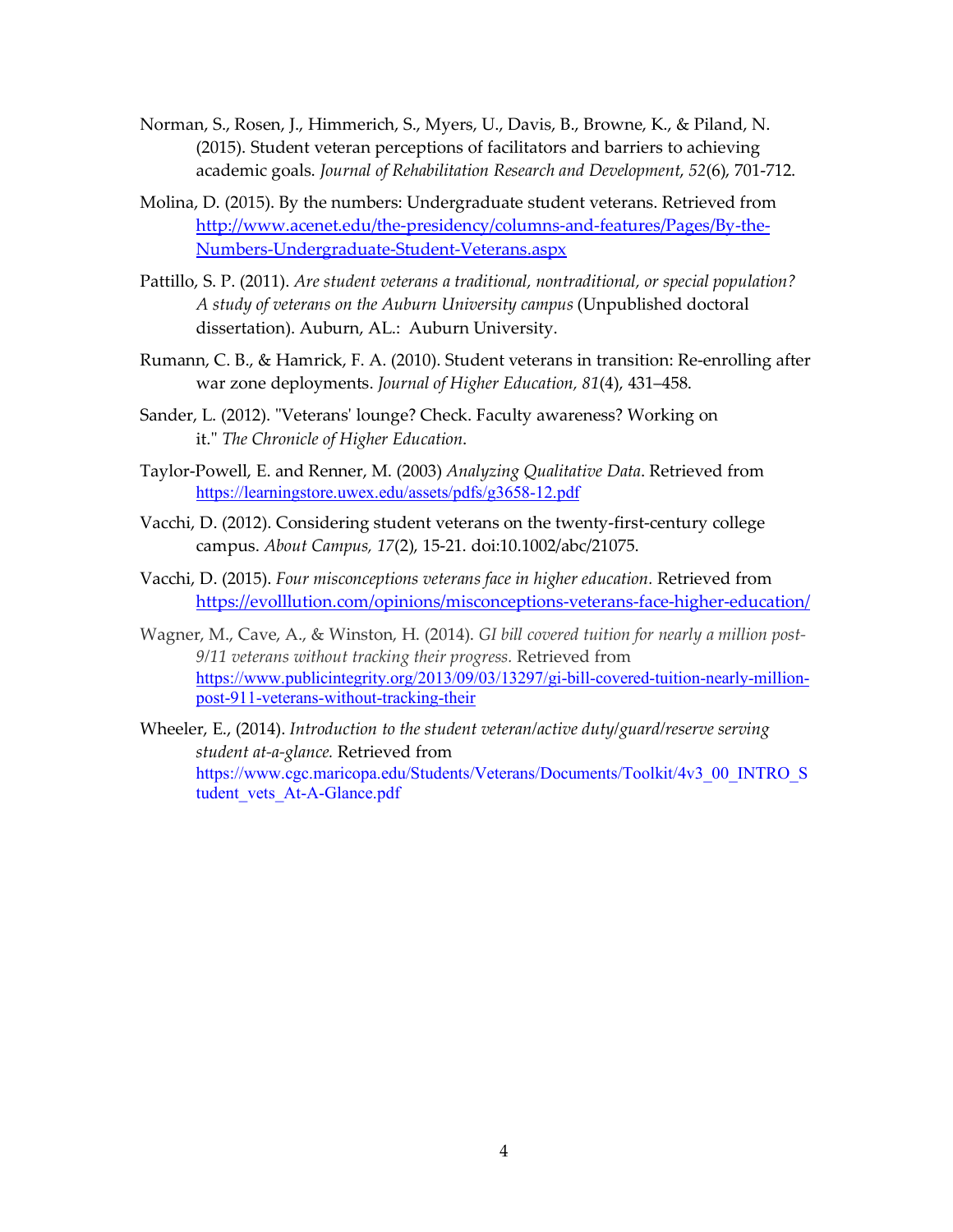Norman, S., Rosen, J., Himmerich, S., Myers, U., Davis, B., Browne, K., & Piland, N. (2015). Student veteran perceptions of facilitators and barriers to achieving academic goals. *Journal of Rehabilitation Research and Development*, *52*(6), 701-712.

Molina, D. (2015). By the numbers: Undergraduate student veterans. Retrieved from http://www.acenet.edu/the-presidency/columns-and-features/Pages/By-the-Numbers-Undergraduate-Student-Veterans.aspx

Pattillo, S. P. (2011). *Are student veterans a traditional, nontraditional, or special population? A study of veterans on the Auburn University campus* (Unpublished doctoral dissertation). Auburn, AL.: Auburn University.

Rumann, C. B., & Hamrick, F. A. (2010). Student veterans in transition: Re-enrolling after war zone deployments. *Journal of Higher Education, 81*(4), 431–458.

Sander, L. (2012). "Veterans' lounge? Check. Faculty awareness? Working on it." *The Chronicle of Higher Education*.

Taylor-Powell, E. and Renner, M. (2003) *Analyzing Qualitative Data*. Retrieved from https://learningstore.uwex.edu/assets/pdfs/g3658-12.pdf

Vacchi, D. (2012). Considering student veterans on the twenty-first-century college campus. *About Campus, 17*(2), 15-21. doi:10.1002/abc/21075.

Vacchi, D. (2015). *Four misconceptions veterans face in higher education.* Retrieved from https://evolllution.com/opinions/misconceptions-veterans-face-higher-education/

Wagner, M., Cave, A., & Winston, H. (2014). *GI bill covered tuition for nearly a million post-9/11 veterans without tracking their progress.* Retrieved from https://www.publicintegrity.org/2013/09/03/13297/gi-bill-covered-tuition-nearly-million-post-911-veterans-without-tracking-their

Wheeler, E., (2014). *Introduction to the student veteran/active duty/guard/reserve serving student at-a-glance.* Retrieved from https://www.cgc.maricopa.edu/Students/Veterans/Documents/Toolkit/4v3_00_INTRO_Student_vets_At-A-Glance.pdf